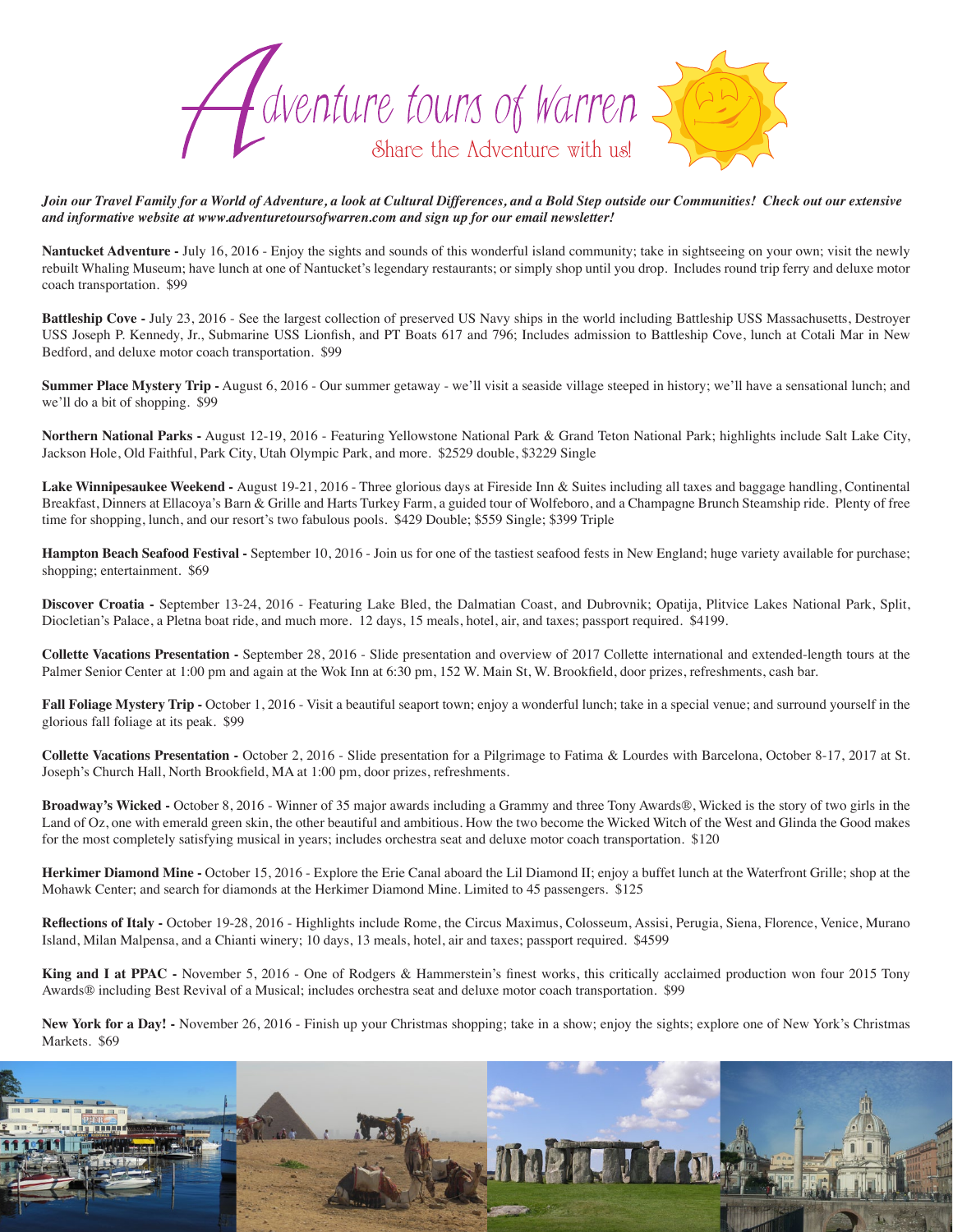# Adventure tours of Warren

## Share the Adventure with us!

***Join our Travel Family for a World of Adventure, a look at Cultural Differences, and a Bold Step outside our Communities! Check out our extensive and informative website at www.adventuretoursofwarren.com and sign up for our email newsletter!***

**Nantucket Adventure -** July 16, 2016 - Enjoy the sights and sounds of this wonderful island community; take in sightseeing on your own; visit the newly rebuilt Whaling Museum; have lunch at one of Nantucket's legendary restaurants; or simply shop until you drop. Includes round trip ferry and deluxe motor coach transportation. $99

**Battleship Cove -** July 23, 2016 - See the largest collection of preserved US Navy ships in the world including Battleship USS Massachusetts, Destroyer USS Joseph P. Kennedy, Jr., Submarine USS Lionfish, and PT Boats 617 and 796; Includes admission to Battleship Cove, lunch at Cotali Mar in New Bedford, and deluxe motor coach transportation. $99

**Summer Place Mystery Trip -** August 6, 2016 - Our summer getaway - we'll visit a seaside village steeped in history; we'll have a sensational lunch; and we'll do a bit of shopping. $99

**Northern National Parks -** August 12-19, 2016 - Featuring Yellowstone National Park & Grand Teton National Park; highlights include Salt Lake City, Jackson Hole, Old Faithful, Park City, Utah Olympic Park, and more. $2529 double, $3229 Single

**Lake Winnipesaukee Weekend -** August 19-21, 2016 - Three glorious days at Fireside Inn & Suites including all taxes and baggage handling, Continental Breakfast, Dinners at Ellacoya's Barn & Grille and Harts Turkey Farm, a guided tour of Wolfeboro, and a Champagne Brunch Steamship ride. Plenty of free time for shopping, lunch, and our resort's two fabulous pools. $429 Double; $559 Single; $399 Triple

**Hampton Beach Seafood Festival -** September 10, 2016 - Join us for one of the tastiest seafood fests in New England; huge variety available for purchase; shopping; entertainment. $69

**Discover Croatia -** September 13-24, 2016 - Featuring Lake Bled, the Dalmatian Coast, and Dubrovnik; Opatija, Plitvice Lakes National Park, Split, Diocletian's Palace, a Pletna boat ride, and much more. 12 days, 15 meals, hotel, air, and taxes; passport required. $4199.

**Collette Vacations Presentation -** September 28, 2016 - Slide presentation and overview of 2017 Collette international and extended-length tours at the Palmer Senior Center at 1:00 pm and again at the Wok Inn at 6:30 pm, 152 W. Main St, W. Brookfield, door prizes, refreshments, cash bar.

**Fall Foliage Mystery Trip -** October 1, 2016 - Visit a beautiful seaport town; enjoy a wonderful lunch; take in a special venue; and surround yourself in the glorious fall foliage at its peak. $99

**Collette Vacations Presentation -** October 2, 2016 - Slide presentation for a Pilgrimage to Fatima & Lourdes with Barcelona, October 8-17, 2017 at St. Joseph's Church Hall, North Brookfield, MA at 1:00 pm, door prizes, refreshments.

**Broadway's Wicked -** October 8, 2016 - Winner of 35 major awards including a Grammy and three Tony Awards®, Wicked is the story of two girls in the Land of Oz, one with emerald green skin, the other beautiful and ambitious. How the two become the Wicked Witch of the West and Glinda the Good makes for the most completely satisfying musical in years; includes orchestra seat and deluxe motor coach transportation. $120

**Herkimer Diamond Mine -** October 15, 2016 - Explore the Erie Canal aboard the Lil Diamond II; enjoy a buffet lunch at the Waterfront Grille; shop at the Mohawk Center; and search for diamonds at the Herkimer Diamond Mine. Limited to 45 passengers. $125

**Reflections of Italy -** October 19-28, 2016 - Highlights include Rome, the Circus Maximus, Colosseum, Assisi, Perugia, Siena, Florence, Venice, Murano Island, Milan Malpensa, and a Chianti winery; 10 days, 13 meals, hotel, air and taxes; passport required. $4599

**King and I at PPAC -** November 5, 2016 - One of Rodgers & Hammerstein's finest works, this critically acclaimed production won four 2015 Tony Awards® including Best Revival of a Musical; includes orchestra seat and deluxe motor coach transportation. $99

**New York for a Day! -** November 26, 2016 - Finish up your Christmas shopping; take in a show; enjoy the sights; explore one of New York's Christmas Markets. $69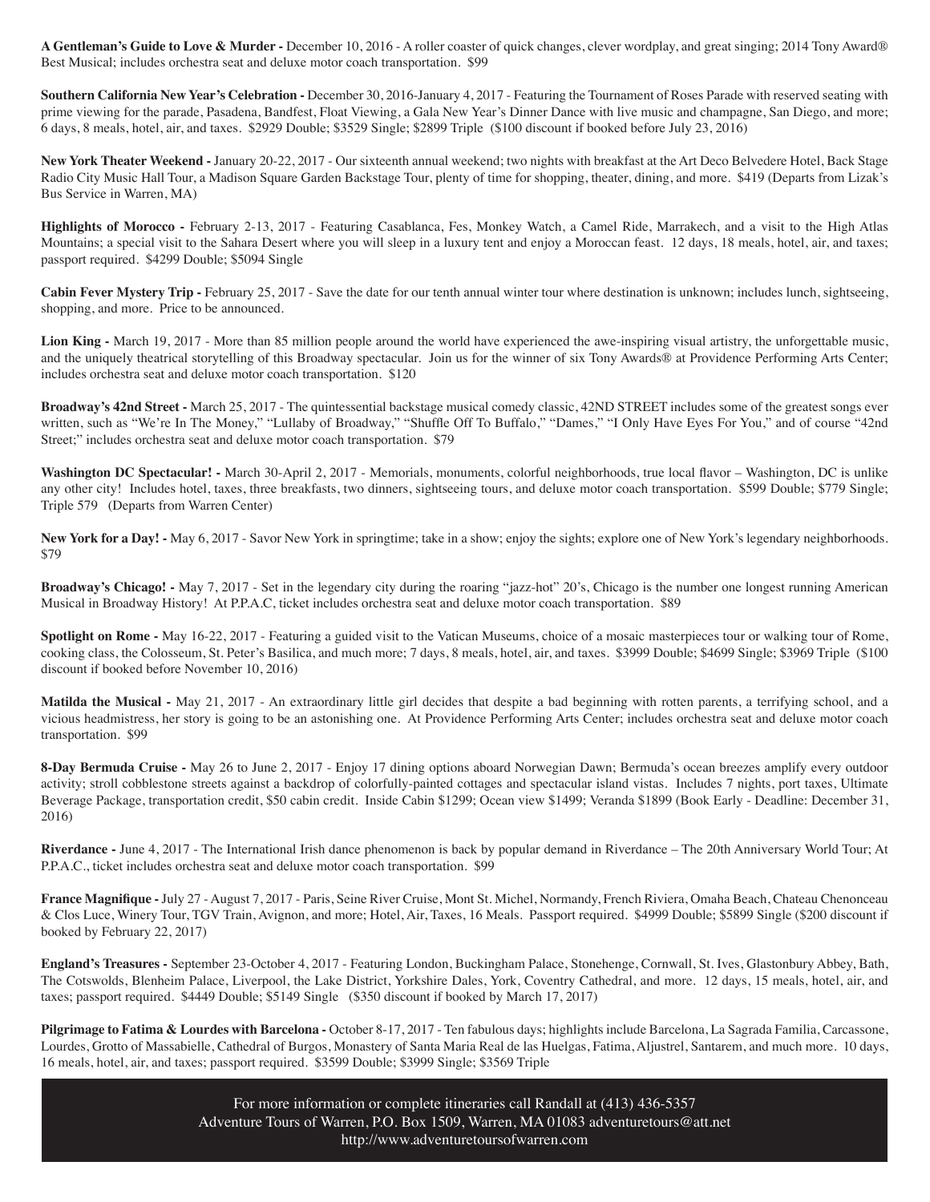**A Gentleman's Guide to Love & Murder -** December 10, 2016 - A roller coaster of quick changes, clever wordplay, and great singing; 2014 Tony Award® Best Musical; includes orchestra seat and deluxe motor coach transportation. $99

**Southern California New Year's Celebration -** December 30, 2016-January 4, 2017 - Featuring the Tournament of Roses Parade with reserved seating with prime viewing for the parade, Pasadena, Bandfest, Float Viewing, a Gala New Year's Dinner Dance with live music and champagne, San Diego, and more; 6 days, 8 meals, hotel, air, and taxes. $2929 Double; $3529 Single; $2899 Triple ($100 discount if booked before July 23, 2016)

**New York Theater Weekend -** January 20-22, 2017 - Our sixteenth annual weekend; two nights with breakfast at the Art Deco Belvedere Hotel, Back Stage Radio City Music Hall Tour, a Madison Square Garden Backstage Tour, plenty of time for shopping, theater, dining, and more. $419 (Departs from Lizak's Bus Service in Warren, MA)

**Highlights of Morocco -** February 2-13, 2017 - Featuring Casablanca, Fes, Monkey Watch, a Camel Ride, Marrakech, and a visit to the High Atlas Mountains; a special visit to the Sahara Desert where you will sleep in a luxury tent and enjoy a Moroccan feast. 12 days, 18 meals, hotel, air, and taxes; passport required. $4299 Double; $5094 Single

**Cabin Fever Mystery Trip -** February 25, 2017 - Save the date for our tenth annual winter tour where destination is unknown; includes lunch, sightseeing, shopping, and more. Price to be announced.

**Lion King -** March 19, 2017 - More than 85 million people around the world have experienced the awe-inspiring visual artistry, the unforgettable music, and the uniquely theatrical storytelling of this Broadway spectacular. Join us for the winner of six Tony Awards® at Providence Performing Arts Center; includes orchestra seat and deluxe motor coach transportation. $120

**Broadway's 42nd Street -** March 25, 2017 - The quintessential backstage musical comedy classic, 42ND STREET includes some of the greatest songs ever written, such as "We're In The Money," "Lullaby of Broadway," "Shuffle Off To Buffalo," "Dames," "I Only Have Eyes For You," and of course "42nd Street;" includes orchestra seat and deluxe motor coach transportation. $79

**Washington DC Spectacular! -** March 30-April 2, 2017 - Memorials, monuments, colorful neighborhoods, true local flavor – Washington, DC is unlike any other city! Includes hotel, taxes, three breakfasts, two dinners, sightseeing tours, and deluxe motor coach transportation. $599 Double; $779 Single; Triple 579 (Departs from Warren Center)

**New York for a Day! -** May 6, 2017 - Savor New York in springtime; take in a show; enjoy the sights; explore one of New York's legendary neighborhoods. $79

**Broadway's Chicago! -** May 7, 2017 - Set in the legendary city during the roaring "jazz-hot" 20's, Chicago is the number one longest running American Musical in Broadway History! At P.P.A.C, ticket includes orchestra seat and deluxe motor coach transportation. $89

**Spotlight on Rome -** May 16-22, 2017 - Featuring a guided visit to the Vatican Museums, choice of a mosaic masterpieces tour or walking tour of Rome, cooking class, the Colosseum, St. Peter's Basilica, and much more; 7 days, 8 meals, hotel, air, and taxes. $3999 Double; $4699 Single; $3969 Triple ($100 discount if booked before November 10, 2016)

**Matilda the Musical -** May 21, 2017 - An extraordinary little girl decides that despite a bad beginning with rotten parents, a terrifying school, and a vicious headmistress, her story is going to be an astonishing one. At Providence Performing Arts Center; includes orchestra seat and deluxe motor coach transportation. $99

**8-Day Bermuda Cruise -** May 26 to June 2, 2017 - Enjoy 17 dining options aboard Norwegian Dawn; Bermuda's ocean breezes amplify every outdoor activity; stroll cobblestone streets against a backdrop of colorfully-painted cottages and spectacular island vistas. Includes 7 nights, port taxes, Ultimate Beverage Package, transportation credit, $50 cabin credit. Inside Cabin $1299; Ocean view $1499; Veranda $1899 (Book Early - Deadline: December 31, 2016)

**Riverdance -** June 4, 2017 - The International Irish dance phenomenon is back by popular demand in Riverdance – The 20th Anniversary World Tour; At P.P.A.C., ticket includes orchestra seat and deluxe motor coach transportation. $99

**France Magnifique -** July 27 - August 7, 2017 - Paris, Seine River Cruise, Mont St. Michel, Normandy, French Riviera, Omaha Beach, Chateau Chenonceau & Clos Luce, Winery Tour, TGV Train, Avignon, and more; Hotel, Air, Taxes, 16 Meals. Passport required. $4999 Double; $5899 Single ($200 discount if booked by February 22, 2017)

**England's Treasures -** September 23-October 4, 2017 - Featuring London, Buckingham Palace, Stonehenge, Cornwall, St. Ives, Glastonbury Abbey, Bath, The Cotswolds, Blenheim Palace, Liverpool, the Lake District, Yorkshire Dales, York, Coventry Cathedral, and more. 12 days, 15 meals, hotel, air, and taxes; passport required. $4449 Double; $5149 Single ($350 discount if booked by March 17, 2017)

**Pilgrimage to Fatima & Lourdes with Barcelona -** October 8-17, 2017 - Ten fabulous days; highlights include Barcelona, La Sagrada Familia, Carcassone, Lourdes, Grotto of Massabielle, Cathedral of Burgos, Monastery of Santa Maria Real de las Huelgas, Fatima, Aljustrel, Santarem, and much more. 10 days, 16 meals, hotel, air, and taxes; passport required. $3599 Double; $3999 Single; $3569 Triple

For more information or complete itineraries call Randall at (413) 436-5357
Adventure Tours of Warren, P.O. Box 1509, Warren, MA 01083 adventuretours@att.net
http://www.adventuretoursofwarren.com